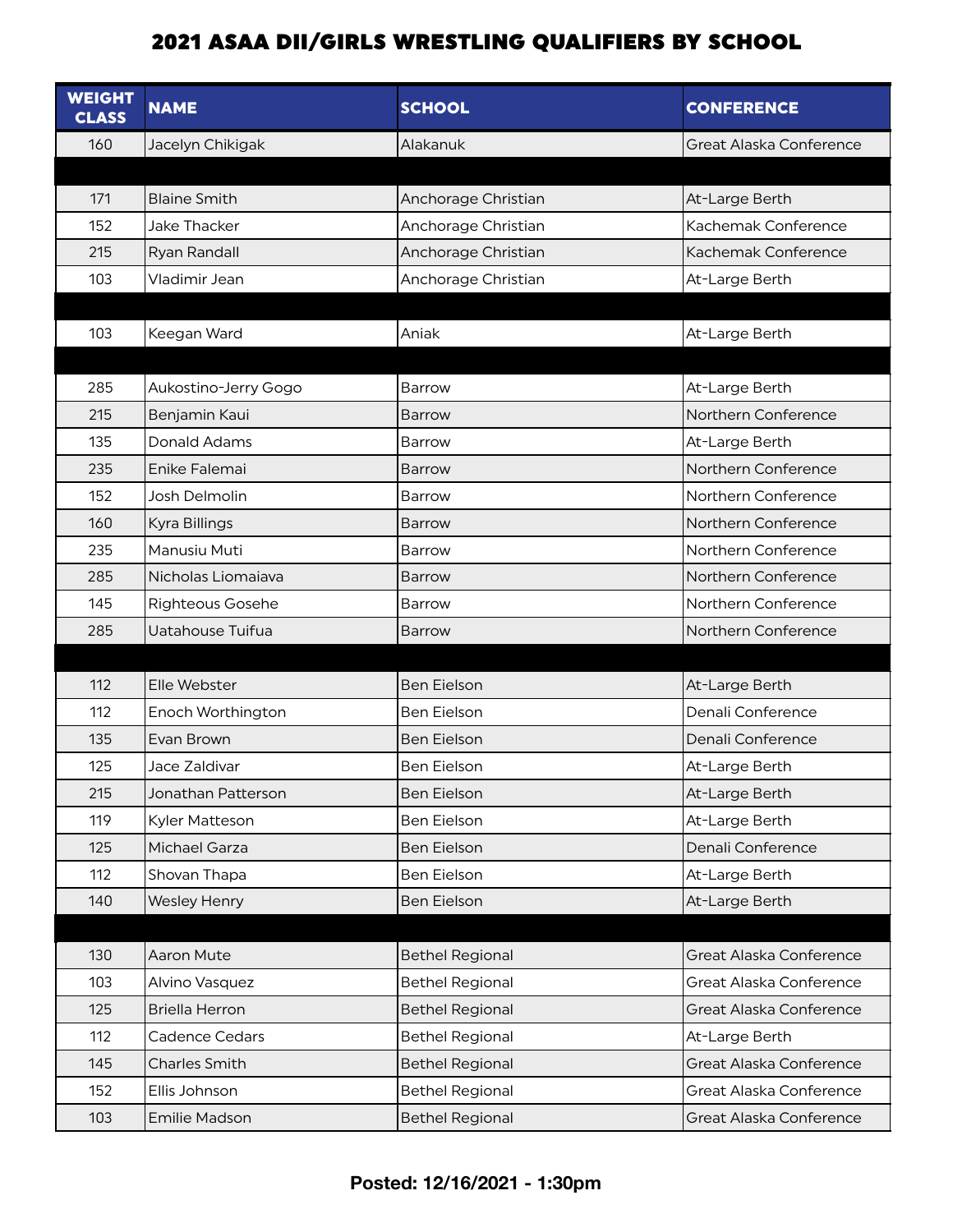# 2021 ASAA DII/GIRLS WRESTLING QUALIFIERS BY SCHOOL

| WEIGHT CLASS | NAME | SCHOOL | CONFERENCE |
|---|---|---|---|
| 160 | Jacelyn Chikigak | Alakanuk | Great Alaska Conference |
| | | | |
| 171 | Blaine Smith | Anchorage Christian | At-Large Berth |
| 152 | Jake Thacker | Anchorage Christian | Kachemak Conference |
| 215 | Ryan Randall | Anchorage Christian | Kachemak Conference |
| 103 | Vladimir Jean | Anchorage Christian | At-Large Berth |
| | | | |
| 103 | Keegan Ward | Aniak | At-Large Berth |
| | | | |
| 285 | Aukostino-Jerry Gogo | Barrow | At-Large Berth |
| 215 | Benjamin Kaui | Barrow | Northern Conference |
| 135 | Donald Adams | Barrow | At-Large Berth |
| 235 | Enike Falemai | Barrow | Northern Conference |
| 152 | Josh Delmolin | Barrow | Northern Conference |
| 160 | Kyra Billings | Barrow | Northern Conference |
| 235 | Manusiu Muti | Barrow | Northern Conference |
| 285 | Nicholas Liomaiava | Barrow | Northern Conference |
| 145 | Righteous Gosehe | Barrow | Northern Conference |
| 285 | Uatahouse Tuifua | Barrow | Northern Conference |
| | | | |
| 112 | Elle Webster | Ben Eielson | At-Large Berth |
| 112 | Enoch Worthington | Ben Eielson | Denali Conference |
| 135 | Evan Brown | Ben Eielson | Denali Conference |
| 125 | Jace Zaldivar | Ben Eielson | At-Large Berth |
| 215 | Jonathan Patterson | Ben Eielson | At-Large Berth |
| 119 | Kyler Matteson | Ben Eielson | At-Large Berth |
| 125 | Michael Garza | Ben Eielson | Denali Conference |
| 112 | Shovan Thapa | Ben Eielson | At-Large Berth |
| 140 | Wesley Henry | Ben Eielson | At-Large Berth |
| | | | |
| 130 | Aaron Mute | Bethel Regional | Great Alaska Conference |
| 103 | Alvino Vasquez | Bethel Regional | Great Alaska Conference |
| 125 | Briella Herron | Bethel Regional | Great Alaska Conference |
| 112 | Cadence Cedars | Bethel Regional | At-Large Berth |
| 145 | Charles Smith | Bethel Regional | Great Alaska Conference |
| 152 | Ellis Johnson | Bethel Regional | Great Alaska Conference |
| 103 | Emilie Madson | Bethel Regional | Great Alaska Conference |

**Posted: 12/16/2021 - 1:30pm**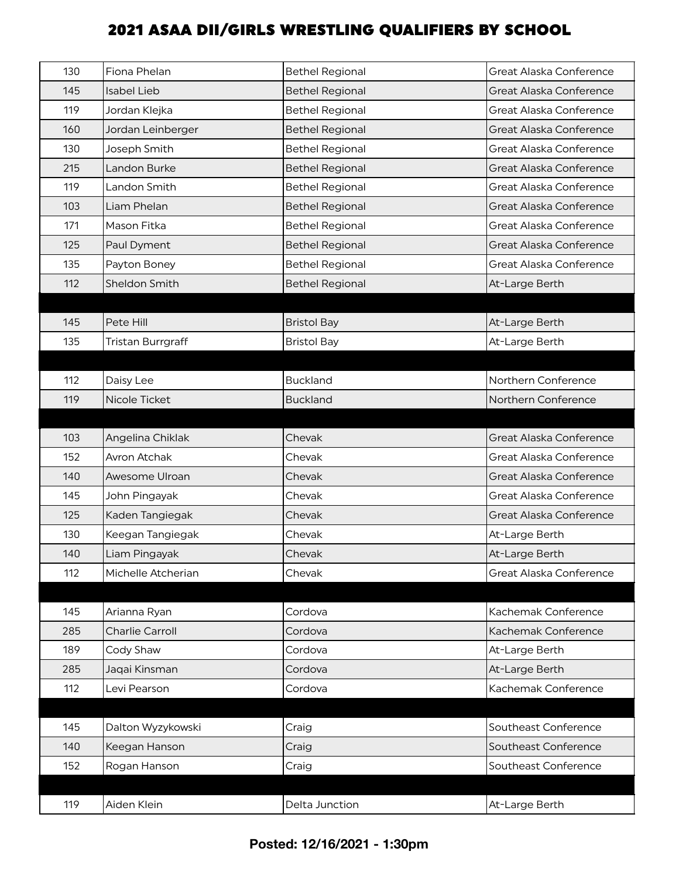# 2021 ASAA DII/GIRLS WRESTLING QUALIFIERS BY SCHOOL

| | | | |
|---|---|---|---|
| 130 | Fiona Phelan | Bethel Regional | Great Alaska Conference |
| 145 | Isabel Lieb | Bethel Regional | Great Alaska Conference |
| 119 | Jordan Klejka | Bethel Regional | Great Alaska Conference |
| 160 | Jordan Leinberger | Bethel Regional | Great Alaska Conference |
| 130 | Joseph Smith | Bethel Regional | Great Alaska Conference |
| 215 | Landon Burke | Bethel Regional | Great Alaska Conference |
| 119 | Landon Smith | Bethel Regional | Great Alaska Conference |
| 103 | Liam Phelan | Bethel Regional | Great Alaska Conference |
| 171 | Mason Fitka | Bethel Regional | Great Alaska Conference |
| 125 | Paul Dyment | Bethel Regional | Great Alaska Conference |
| 135 | Payton Boney | Bethel Regional | Great Alaska Conference |
| 112 | Sheldon Smith | Bethel Regional | At-Large Berth |
| | | | |
| 145 | Pete Hill | Bristol Bay | At-Large Berth |
| 135 | Tristan Burrgraff | Bristol Bay | At-Large Berth |
| | | | |
| 112 | Daisy Lee | Buckland | Northern Conference |
| 119 | Nicole Ticket | Buckland | Northern Conference |
| | | | |
| 103 | Angelina Chiklak | Chevak | Great Alaska Conference |
| 152 | Avron Atchak | Chevak | Great Alaska Conference |
| 140 | Awesome Ulroan | Chevak | Great Alaska Conference |
| 145 | John Pingayak | Chevak | Great Alaska Conference |
| 125 | Kaden Tangiegak | Chevak | Great Alaska Conference |
| 130 | Keegan Tangiegak | Chevak | At-Large Berth |
| 140 | Liam Pingayak | Chevak | At-Large Berth |
| 112 | Michelle Atcherian | Chevak | Great Alaska Conference |
| | | | |
| 145 | Arianna Ryan | Cordova | Kachemak Conference |
| 285 | Charlie Carroll | Cordova | Kachemak Conference |
| 189 | Cody Shaw | Cordova | At-Large Berth |
| 285 | Jaqai Kinsman | Cordova | At-Large Berth |
| 112 | Levi Pearson | Cordova | Kachemak Conference |
| | | | |
| 145 | Dalton Wyzykowski | Craig | Southeast Conference |
| 140 | Keegan Hanson | Craig | Southeast Conference |
| 152 | Rogan Hanson | Craig | Southeast Conference |
| | | | |
| 119 | Aiden Klein | Delta Junction | At-Large Berth |

**Posted: 12/16/2021 - 1:30pm**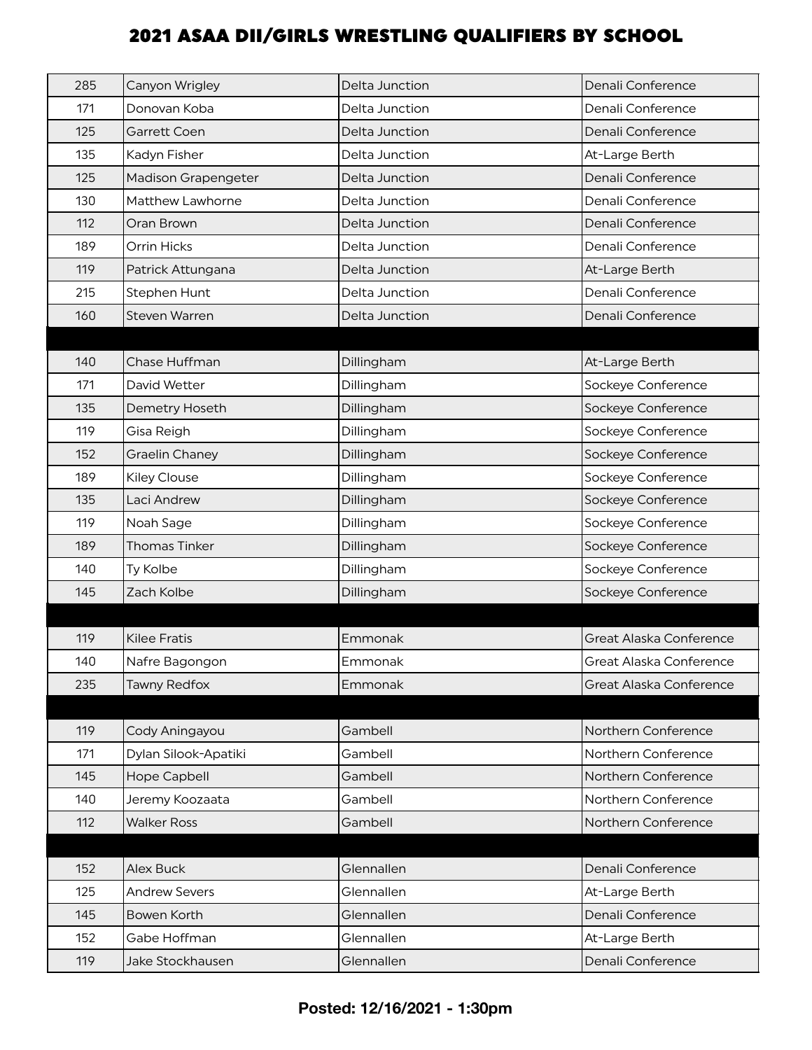# 2021 ASAA DII/GIRLS WRESTLING QUALIFIERS BY SCHOOL

| | | | |
|---|---|---|---|
| 285 | Canyon Wrigley | Delta Junction | Denali Conference |
| 171 | Donovan Koba | Delta Junction | Denali Conference |
| 125 | Garrett Coen | Delta Junction | Denali Conference |
| 135 | Kadyn Fisher | Delta Junction | At-Large Berth |
| 125 | Madison Grapengeter | Delta Junction | Denali Conference |
| 130 | Matthew Lawhorne | Delta Junction | Denali Conference |
| 112 | Oran Brown | Delta Junction | Denali Conference |
| 189 | Orrin Hicks | Delta Junction | Denali Conference |
| 119 | Patrick Attungana | Delta Junction | At-Large Berth |
| 215 | Stephen Hunt | Delta Junction | Denali Conference |
| 160 | Steven Warren | Delta Junction | Denali Conference |
| | | | |
| 140 | Chase Huffman | Dillingham | At-Large Berth |
| 171 | David Wetter | Dillingham | Sockeye Conference |
| 135 | Demetry Hoseth | Dillingham | Sockeye Conference |
| 119 | Gisa Reigh | Dillingham | Sockeye Conference |
| 152 | Graelin Chaney | Dillingham | Sockeye Conference |
| 189 | Kiley Clouse | Dillingham | Sockeye Conference |
| 135 | Laci Andrew | Dillingham | Sockeye Conference |
| 119 | Noah Sage | Dillingham | Sockeye Conference |
| 189 | Thomas Tinker | Dillingham | Sockeye Conference |
| 140 | Ty Kolbe | Dillingham | Sockeye Conference |
| 145 | Zach Kolbe | Dillingham | Sockeye Conference |
| | | | |
| 119 | Kilee Fratis | Emmonak | Great Alaska Conference |
| 140 | Nafre Bagongon | Emmonak | Great Alaska Conference |
| 235 | Tawny Redfox | Emmonak | Great Alaska Conference |
| | | | |
| 119 | Cody Aningayou | Gambell | Northern Conference |
| 171 | Dylan Silook-Apatiki | Gambell | Northern Conference |
| 145 | Hope Capbell | Gambell | Northern Conference |
| 140 | Jeremy Koozaata | Gambell | Northern Conference |
| 112 | Walker Ross | Gambell | Northern Conference |
| | | | |
| 152 | Alex Buck | Glennallen | Denali Conference |
| 125 | Andrew Severs | Glennallen | At-Large Berth |
| 145 | Bowen Korth | Glennallen | Denali Conference |
| 152 | Gabe Hoffman | Glennallen | At-Large Berth |
| 119 | Jake Stockhausen | Glennallen | Denali Conference |

**Posted: 12/16/2021 - 1:30pm**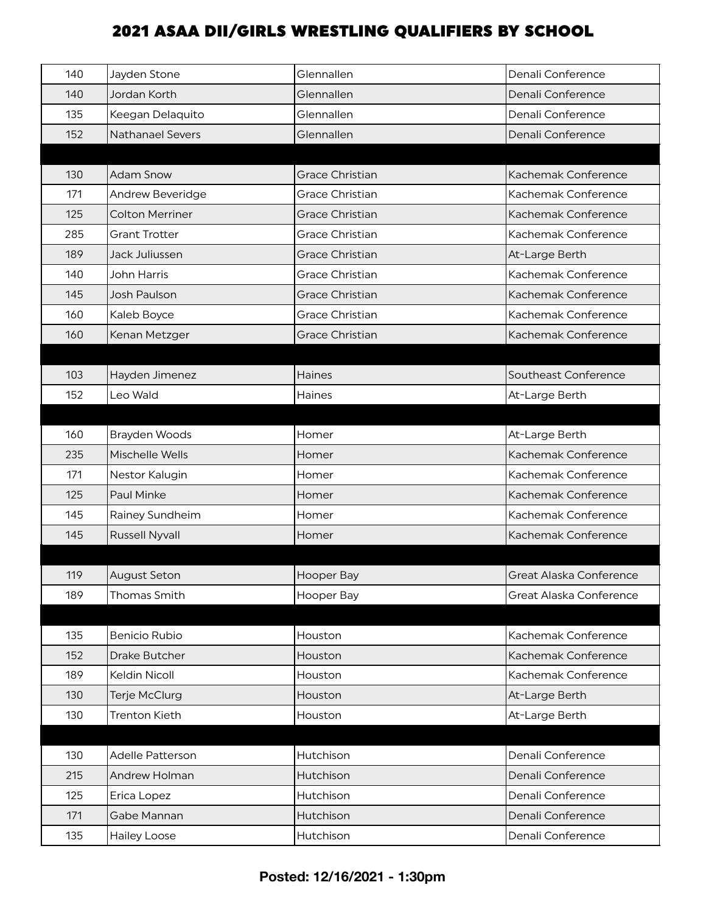# 2021 ASAA DII/GIRLS WRESTLING QUALIFIERS BY SCHOOL

| | | | |
|---|---|---|---|
| 140 | Jayden Stone | Glennallen | Denali Conference |
| 140 | Jordan Korth | Glennallen | Denali Conference |
| 135 | Keegan Delaquito | Glennallen | Denali Conference |
| 152 | Nathanael Severs | Glennallen | Denali Conference |
| | | | |
| 130 | Adam Snow | Grace Christian | Kachemak Conference |
| 171 | Andrew Beveridge | Grace Christian | Kachemak Conference |
| 125 | Colton Merriner | Grace Christian | Kachemak Conference |
| 285 | Grant Trotter | Grace Christian | Kachemak Conference |
| 189 | Jack Juliussen | Grace Christian | At-Large Berth |
| 140 | John Harris | Grace Christian | Kachemak Conference |
| 145 | Josh Paulson | Grace Christian | Kachemak Conference |
| 160 | Kaleb Boyce | Grace Christian | Kachemak Conference |
| 160 | Kenan Metzger | Grace Christian | Kachemak Conference |
| | | | |
| 103 | Hayden Jimenez | Haines | Southeast Conference |
| 152 | Leo Wald | Haines | At-Large Berth |
| | | | |
| 160 | Brayden Woods | Homer | At-Large Berth |
| 235 | Mischelle Wells | Homer | Kachemak Conference |
| 171 | Nestor Kalugin | Homer | Kachemak Conference |
| 125 | Paul Minke | Homer | Kachemak Conference |
| 145 | Rainey Sundheim | Homer | Kachemak Conference |
| 145 | Russell Nyvall | Homer | Kachemak Conference |
| | | | |
| 119 | August Seton | Hooper Bay | Great Alaska Conference |
| 189 | Thomas Smith | Hooper Bay | Great Alaska Conference |
| | | | |
| 135 | Benicio Rubio | Houston | Kachemak Conference |
| 152 | Drake Butcher | Houston | Kachemak Conference |
| 189 | Keldin Nicoll | Houston | Kachemak Conference |
| 130 | Terje McClurg | Houston | At-Large Berth |
| 130 | Trenton Kieth | Houston | At-Large Berth |
| | | | |
| 130 | Adelle Patterson | Hutchison | Denali Conference |
| 215 | Andrew Holman | Hutchison | Denali Conference |
| 125 | Erica Lopez | Hutchison | Denali Conference |
| 171 | Gabe Mannan | Hutchison | Denali Conference |
| 135 | Hailey Loose | Hutchison | Denali Conference |

**Posted: 12/16/2021 - 1:30pm**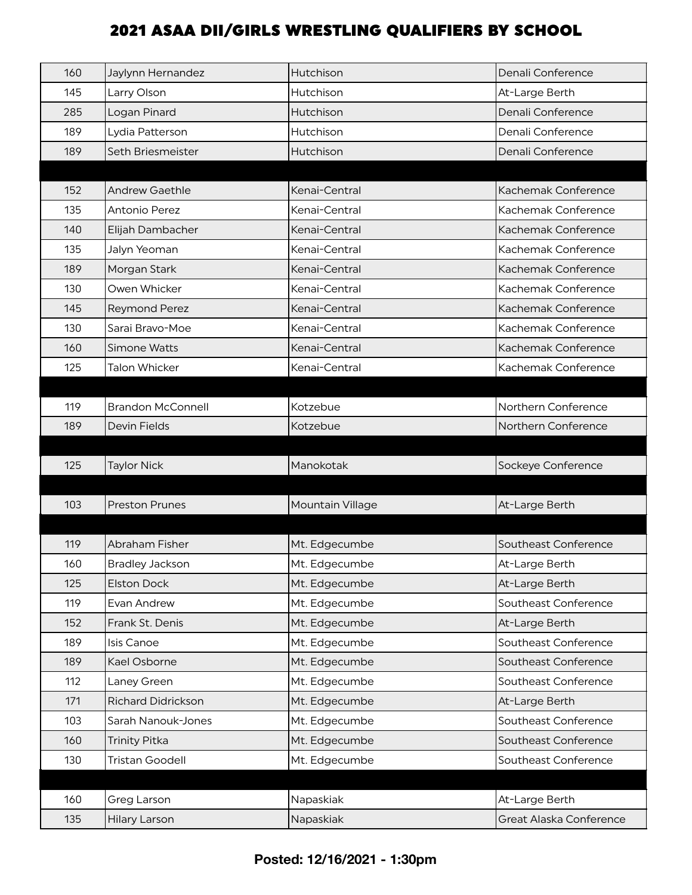# 2021 ASAA DII/GIRLS WRESTLING QUALIFIERS BY SCHOOL

| | | | |
|---|---|---|---|
| 160 | Jaylynn Hernandez | Hutchison | Denali Conference |
| 145 | Larry Olson | Hutchison | At-Large Berth |
| 285 | Logan Pinard | Hutchison | Denali Conference |
| 189 | Lydia Patterson | Hutchison | Denali Conference |
| 189 | Seth Briesmeister | Hutchison | Denali Conference |
| | | | |
| 152 | Andrew Gaethle | Kenai-Central | Kachemak Conference |
| 135 | Antonio Perez | Kenai-Central | Kachemak Conference |
| 140 | Elijah Dambacher | Kenai-Central | Kachemak Conference |
| 135 | Jalyn Yeoman | Kenai-Central | Kachemak Conference |
| 189 | Morgan Stark | Kenai-Central | Kachemak Conference |
| 130 | Owen Whicker | Kenai-Central | Kachemak Conference |
| 145 | Reymond Perez | Kenai-Central | Kachemak Conference |
| 130 | Sarai Bravo-Moe | Kenai-Central | Kachemak Conference |
| 160 | Simone Watts | Kenai-Central | Kachemak Conference |
| 125 | Talon Whicker | Kenai-Central | Kachemak Conference |
| | | | |
| 119 | Brandon McConnell | Kotzebue | Northern Conference |
| 189 | Devin Fields | Kotzebue | Northern Conference |
| | | | |
| 125 | Taylor Nick | Manokotak | Sockeye Conference |
| | | | |
| 103 | Preston Prunes | Mountain Village | At-Large Berth |
| | | | |
| 119 | Abraham Fisher | Mt. Edgecumbe | Southeast Conference |
| 160 | Bradley Jackson | Mt. Edgecumbe | At-Large Berth |
| 125 | Elston Dock | Mt. Edgecumbe | At-Large Berth |
| 119 | Evan Andrew | Mt. Edgecumbe | Southeast Conference |
| 152 | Frank St. Denis | Mt. Edgecumbe | At-Large Berth |
| 189 | Isis Canoe | Mt. Edgecumbe | Southeast Conference |
| 189 | Kael Osborne | Mt. Edgecumbe | Southeast Conference |
| 112 | Laney Green | Mt. Edgecumbe | Southeast Conference |
| 171 | Richard Didrickson | Mt. Edgecumbe | At-Large Berth |
| 103 | Sarah Nanouk-Jones | Mt. Edgecumbe | Southeast Conference |
| 160 | Trinity Pitka | Mt. Edgecumbe | Southeast Conference |
| 130 | Tristan Goodell | Mt. Edgecumbe | Southeast Conference |
| | | | |
| 160 | Greg Larson | Napaskiak | At-Large Berth |
| 135 | Hilary Larson | Napaskiak | Great Alaska Conference |

**Posted: 12/16/2021 - 1:30pm**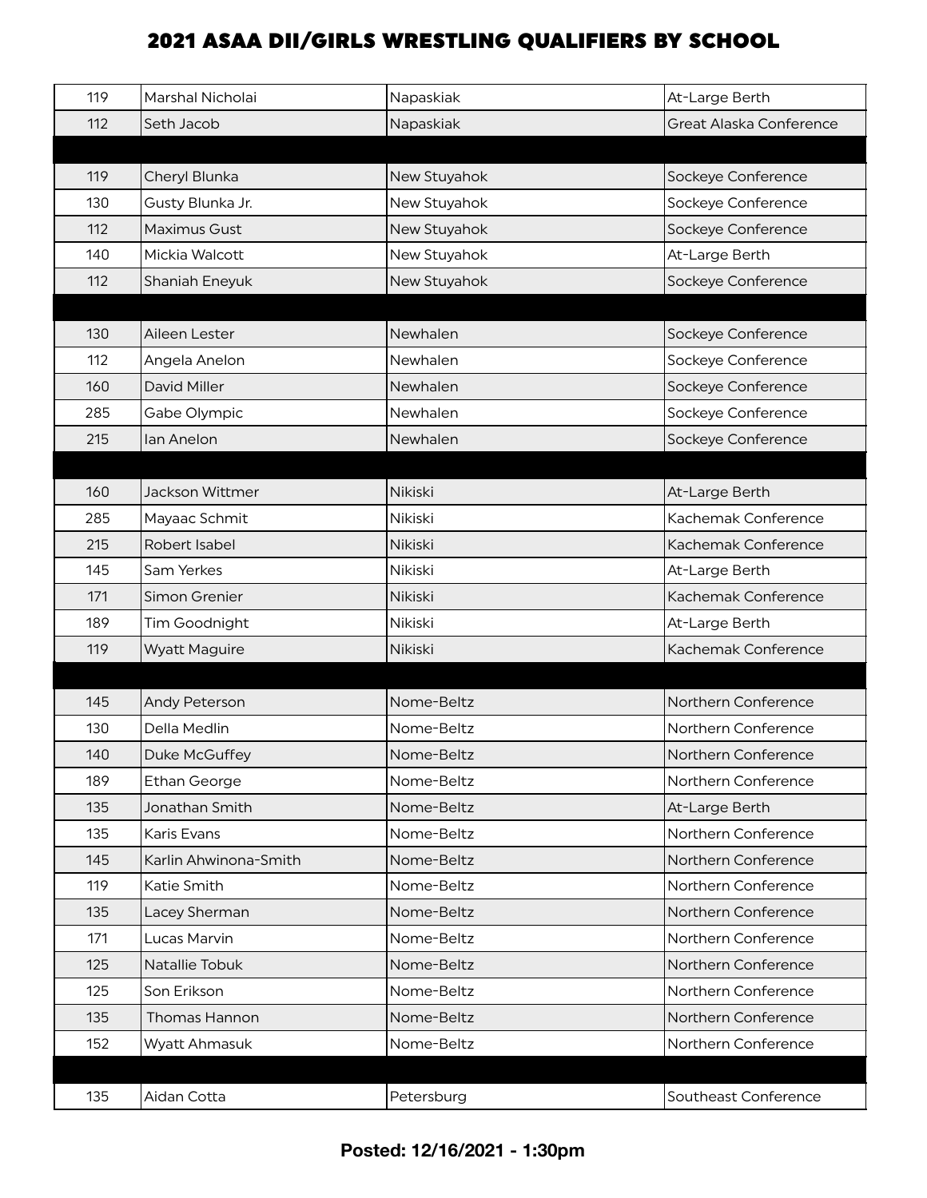# 2021 ASAA DII/GIRLS WRESTLING QUALIFIERS BY SCHOOL

| | | | |
|---|---|---|---|
| 119 | Marshal Nicholai | Napaskiak | At-Large Berth |
| 112 | Seth Jacob | Napaskiak | Great Alaska Conference |
| | | | |
| 119 | Cheryl Blunka | New Stuyahok | Sockeye Conference |
| 130 | Gusty Blunka Jr. | New Stuyahok | Sockeye Conference |
| 112 | Maximus Gust | New Stuyahok | Sockeye Conference |
| 140 | Mickia Walcott | New Stuyahok | At-Large Berth |
| 112 | Shaniah Eneyuk | New Stuyahok | Sockeye Conference |
| | | | |
| 130 | Aileen Lester | Newhalen | Sockeye Conference |
| 112 | Angela Anelon | Newhalen | Sockeye Conference |
| 160 | David Miller | Newhalen | Sockeye Conference |
| 285 | Gabe Olympic | Newhalen | Sockeye Conference |
| 215 | Ian Anelon | Newhalen | Sockeye Conference |
| | | | |
| 160 | Jackson Wittmer | Nikiski | At-Large Berth |
| 285 | Mayaac Schmit | Nikiski | Kachemak Conference |
| 215 | Robert Isabel | Nikiski | Kachemak Conference |
| 145 | Sam Yerkes | Nikiski | At-Large Berth |
| 171 | Simon Grenier | Nikiski | Kachemak Conference |
| 189 | Tim Goodnight | Nikiski | At-Large Berth |
| 119 | Wyatt Maguire | Nikiski | Kachemak Conference |
| | | | |
| 145 | Andy Peterson | Nome-Beltz | Northern Conference |
| 130 | Della Medlin | Nome-Beltz | Northern Conference |
| 140 | Duke McGuffey | Nome-Beltz | Northern Conference |
| 189 | Ethan George | Nome-Beltz | Northern Conference |
| 135 | Jonathan Smith | Nome-Beltz | At-Large Berth |
| 135 | Karis Evans | Nome-Beltz | Northern Conference |
| 145 | Karlin Ahwinona-Smith | Nome-Beltz | Northern Conference |
| 119 | Katie Smith | Nome-Beltz | Northern Conference |
| 135 | Lacey Sherman | Nome-Beltz | Northern Conference |
| 171 | Lucas Marvin | Nome-Beltz | Northern Conference |
| 125 | Natallie Tobuk | Nome-Beltz | Northern Conference |
| 125 | Son Erikson | Nome-Beltz | Northern Conference |
| 135 | Thomas Hannon | Nome-Beltz | Northern Conference |
| 152 | Wyatt Ahmasuk | Nome-Beltz | Northern Conference |
| | | | |
| 135 | Aidan Cotta | Petersburg | Southeast Conference |

**Posted: 12/16/2021 - 1:30pm**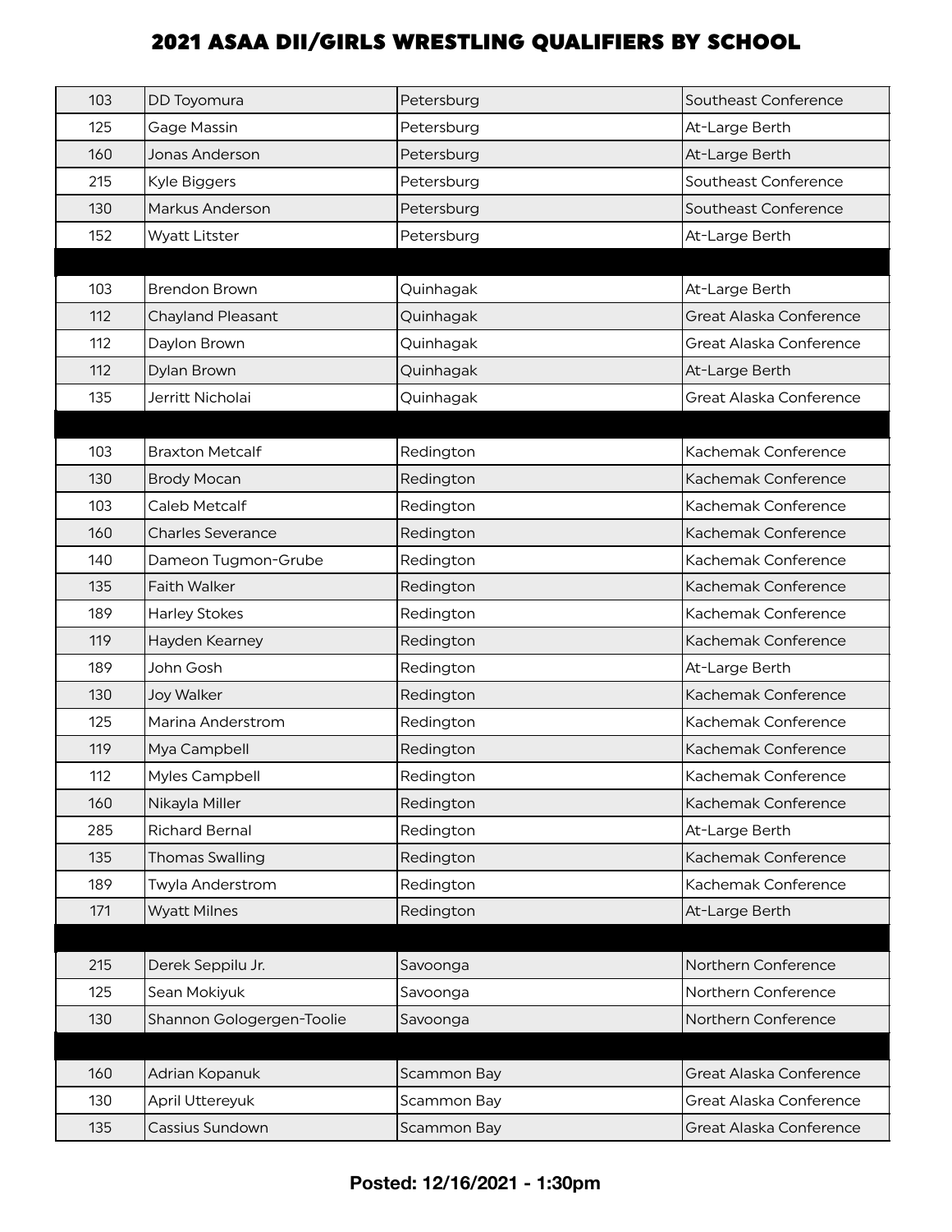# 2021 ASAA DII/GIRLS WRESTLING QUALIFIERS BY SCHOOL

| | | | |
|---|---|---|---|
| 103 | DD Toyomura | Petersburg | Southeast Conference |
| 125 | Gage Massin | Petersburg | At-Large Berth |
| 160 | Jonas Anderson | Petersburg | At-Large Berth |
| 215 | Kyle Biggers | Petersburg | Southeast Conference |
| 130 | Markus Anderson | Petersburg | Southeast Conference |
| 152 | Wyatt Litster | Petersburg | At-Large Berth |
| | | | |
| 103 | Brendon Brown | Quinhagak | At-Large Berth |
| 112 | Chayland Pleasant | Quinhagak | Great Alaska Conference |
| 112 | Daylon Brown | Quinhagak | Great Alaska Conference |
| 112 | Dylan Brown | Quinhagak | At-Large Berth |
| 135 | Jerritt Nicholai | Quinhagak | Great Alaska Conference |
| | | | |
| 103 | Braxton Metcalf | Redington | Kachemak Conference |
| 130 | Brody Mocan | Redington | Kachemak Conference |
| 103 | Caleb Metcalf | Redington | Kachemak Conference |
| 160 | Charles Severance | Redington | Kachemak Conference |
| 140 | Dameon Tugmon-Grube | Redington | Kachemak Conference |
| 135 | Faith Walker | Redington | Kachemak Conference |
| 189 | Harley Stokes | Redington | Kachemak Conference |
| 119 | Hayden Kearney | Redington | Kachemak Conference |
| 189 | John Gosh | Redington | At-Large Berth |
| 130 | Joy Walker | Redington | Kachemak Conference |
| 125 | Marina Anderstrom | Redington | Kachemak Conference |
| 119 | Mya Campbell | Redington | Kachemak Conference |
| 112 | Myles Campbell | Redington | Kachemak Conference |
| 160 | Nikayla Miller | Redington | Kachemak Conference |
| 285 | Richard Bernal | Redington | At-Large Berth |
| 135 | Thomas Swalling | Redington | Kachemak Conference |
| 189 | Twyla Anderstrom | Redington | Kachemak Conference |
| 171 | Wyatt Milnes | Redington | At-Large Berth |
| | | | |
| 215 | Derek Seppilu Jr. | Savoonga | Northern Conference |
| 125 | Sean Mokiyuk | Savoonga | Northern Conference |
| 130 | Shannon Gologergen-Toolie | Savoonga | Northern Conference |
| | | | |
| 160 | Adrian Kopanuk | Scammon Bay | Great Alaska Conference |
| 130 | April Uttereyuk | Scammon Bay | Great Alaska Conference |
| 135 | Cassius Sundown | Scammon Bay | Great Alaska Conference |

**Posted: 12/16/2021 - 1:30pm**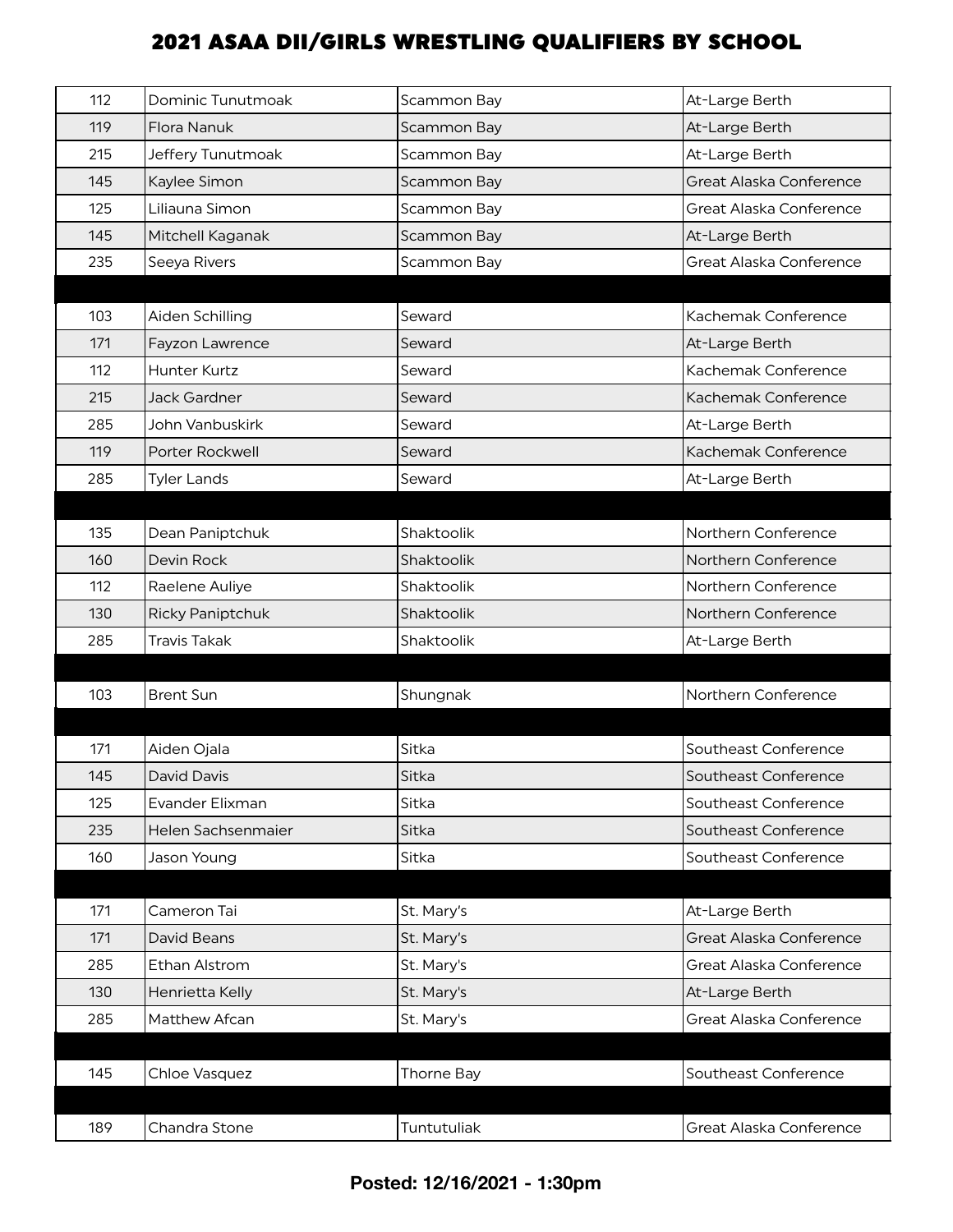# 2021 ASAA DII/GIRLS WRESTLING QUALIFIERS BY SCHOOL

| Weight | Name | School | Qualification |
|---|---|---|---|
| 112 | Dominic Tunutmoak | Scammon Bay | At-Large Berth |
| 119 | Flora Nanuk | Scammon Bay | At-Large Berth |
| 215 | Jeffery Tunutmoak | Scammon Bay | At-Large Berth |
| 145 | Kaylee Simon | Scammon Bay | Great Alaska Conference |
| 125 | Liliauna Simon | Scammon Bay | Great Alaska Conference |
| 145 | Mitchell Kaganak | Scammon Bay | At-Large Berth |
| 235 | Seeya Rivers | Scammon Bay | Great Alaska Conference |
| | | | |
| 103 | Aiden Schilling | Seward | Kachemak Conference |
| 171 | Fayzon Lawrence | Seward | At-Large Berth |
| 112 | Hunter Kurtz | Seward | Kachemak Conference |
| 215 | Jack Gardner | Seward | Kachemak Conference |
| 285 | John Vanbuskirk | Seward | At-Large Berth |
| 119 | Porter Rockwell | Seward | Kachemak Conference |
| 285 | Tyler Lands | Seward | At-Large Berth |
| | | | |
| 135 | Dean Paniptchuk | Shaktoolik | Northern Conference |
| 160 | Devin Rock | Shaktoolik | Northern Conference |
| 112 | Raelene Auliye | Shaktoolik | Northern Conference |
| 130 | Ricky Paniptchuk | Shaktoolik | Northern Conference |
| 285 | Travis Takak | Shaktoolik | At-Large Berth |
| | | | |
| 103 | Brent Sun | Shungnak | Northern Conference |
| | | | |
| 171 | Aiden Ojala | Sitka | Southeast Conference |
| 145 | David Davis | Sitka | Southeast Conference |
| 125 | Evander Elixman | Sitka | Southeast Conference |
| 235 | Helen Sachsenmaier | Sitka | Southeast Conference |
| 160 | Jason Young | Sitka | Southeast Conference |
| | | | |
| 171 | Cameron Tai | St. Mary's | At-Large Berth |
| 171 | David Beans | St. Mary's | Great Alaska Conference |
| 285 | Ethan Alstrom | St. Mary's | Great Alaska Conference |
| 130 | Henrietta Kelly | St. Mary's | At-Large Berth |
| 285 | Matthew Afcan | St. Mary's | Great Alaska Conference |
| | | | |
| 145 | Chloe Vasquez | Thorne Bay | Southeast Conference |
| | | | |
| 189 | Chandra Stone | Tuntutuliak | Great Alaska Conference |

**Posted: 12/16/2021 - 1:30pm**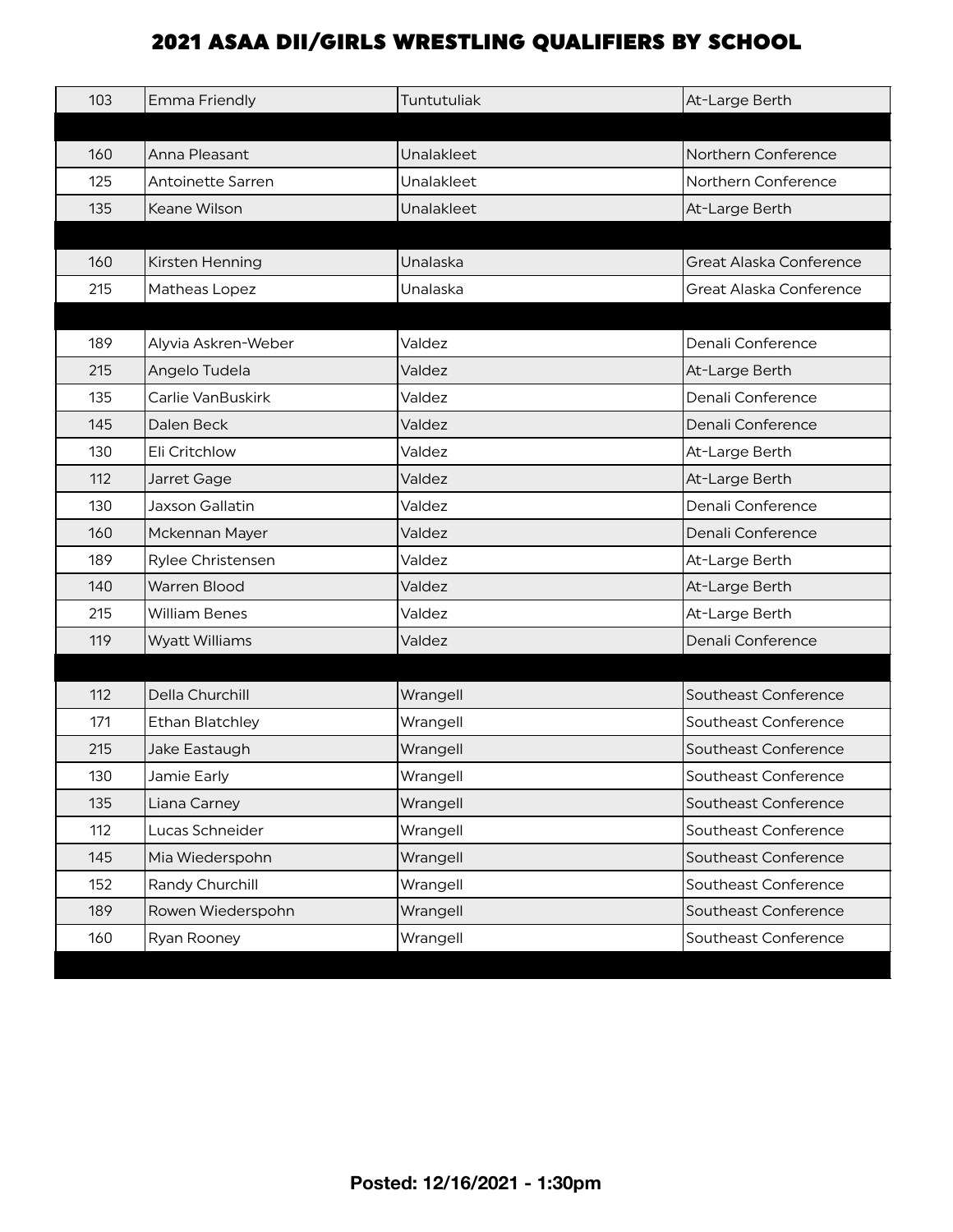# 2021 ASAA DII/GIRLS WRESTLING QUALIFIERS BY SCHOOL

| | | | |
|---|---|---|---|
| 103 | Emma Friendly | Tuntutuliak | At-Large Berth |
| | | | |
| 160 | Anna Pleasant | Unalakleet | Northern Conference |
| 125 | Antoinette Sarren | Unalakleet | Northern Conference |
| 135 | Keane Wilson | Unalakleet | At-Large Berth |
| | | | |
| 160 | Kirsten Henning | Unalaska | Great Alaska Conference |
| 215 | Matheas Lopez | Unalaska | Great Alaska Conference |
| | | | |
| 189 | Alyvia Askren-Weber | Valdez | Denali Conference |
| 215 | Angelo Tudela | Valdez | At-Large Berth |
| 135 | Carlie VanBuskirk | Valdez | Denali Conference |
| 145 | Dalen Beck | Valdez | Denali Conference |
| 130 | Eli Critchlow | Valdez | At-Large Berth |
| 112 | Jarret Gage | Valdez | At-Large Berth |
| 130 | Jaxson Gallatin | Valdez | Denali Conference |
| 160 | Mckennan Mayer | Valdez | Denali Conference |
| 189 | Rylee Christensen | Valdez | At-Large Berth |
| 140 | Warren Blood | Valdez | At-Large Berth |
| 215 | William Benes | Valdez | At-Large Berth |
| 119 | Wyatt Williams | Valdez | Denali Conference |
| | | | |
| 112 | Della Churchill | Wrangell | Southeast Conference |
| 171 | Ethan Blatchley | Wrangell | Southeast Conference |
| 215 | Jake Eastaugh | Wrangell | Southeast Conference |
| 130 | Jamie Early | Wrangell | Southeast Conference |
| 135 | Liana Carney | Wrangell | Southeast Conference |
| 112 | Lucas Schneider | Wrangell | Southeast Conference |
| 145 | Mia Wiederspohn | Wrangell | Southeast Conference |
| 152 | Randy Churchill | Wrangell | Southeast Conference |
| 189 | Rowen Wiederspohn | Wrangell | Southeast Conference |
| 160 | Ryan Rooney | Wrangell | Southeast Conference |

**Posted: 12/16/2021 - 1:30pm**